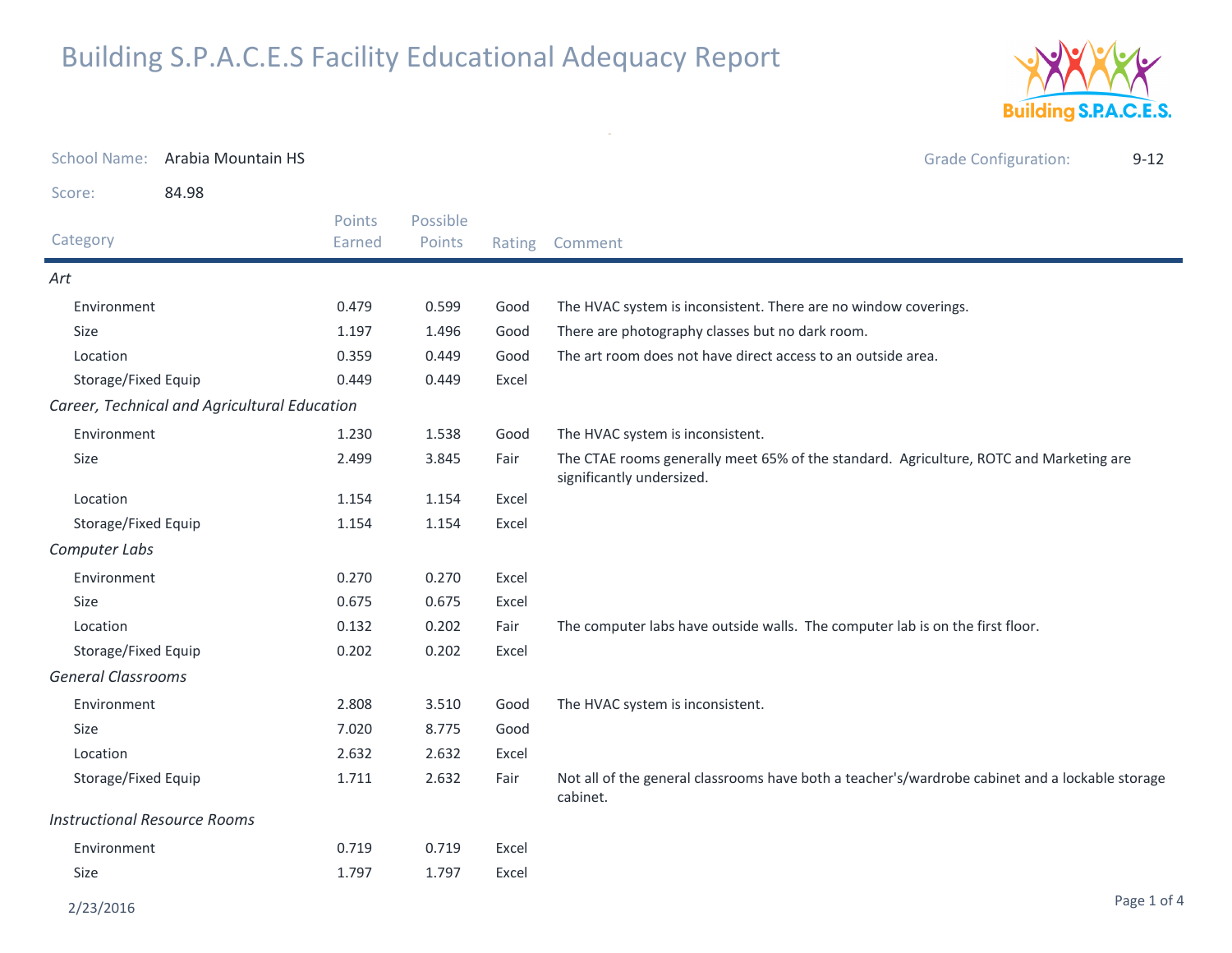# Building S.P.A.C.E.S Facility Educational Adequacy Report

School Name: Arabia Mountain HS

Grade Configuration: 9-12

Score: 84.98

| Category | Points Earned | Possible Points | Rating | Comment |
|---|---|---|---|---|
| *Art* | | | | |
| Environment | 0.479 | 0.599 | Good | The HVAC system is inconsistent. There are no window coverings. |
| Size | 1.197 | 1.496 | Good | There are photography classes but no dark room. |
| Location | 0.359 | 0.449 | Good | The art room does not have direct access to an outside area. |
| Storage/Fixed Equip | 0.449 | 0.449 | Excel | |
| *Career, Technical and Agricultural Education* | | | | |
| Environment | 1.230 | 1.538 | Good | The HVAC system is inconsistent. |
| Size | 2.499 | 3.845 | Fair | The CTAE rooms generally meet 65% of the standard. Agriculture, ROTC and Marketing are significantly undersized. |
| Location | 1.154 | 1.154 | Excel | |
| Storage/Fixed Equip | 1.154 | 1.154 | Excel | |
| *Computer Labs* | | | | |
| Environment | 0.270 | 0.270 | Excel | |
| Size | 0.675 | 0.675 | Excel | |
| Location | 0.132 | 0.202 | Fair | The computer labs have outside walls. The computer lab is on the first floor. |
| Storage/Fixed Equip | 0.202 | 0.202 | Excel | |
| *General Classrooms* | | | | |
| Environment | 2.808 | 3.510 | Good | The HVAC system is inconsistent. |
| Size | 7.020 | 8.775 | Good | |
| Location | 2.632 | 2.632 | Excel | |
| Storage/Fixed Equip | 1.711 | 2.632 | Fair | Not all of the general classrooms have both a teacher's/wardrobe cabinet and a lockable storage cabinet. |
| *Instructional Resource Rooms* | | | | |
| Environment | 0.719 | 0.719 | Excel | |
| Size | 1.797 | 1.797 | Excel | |

2/23/2016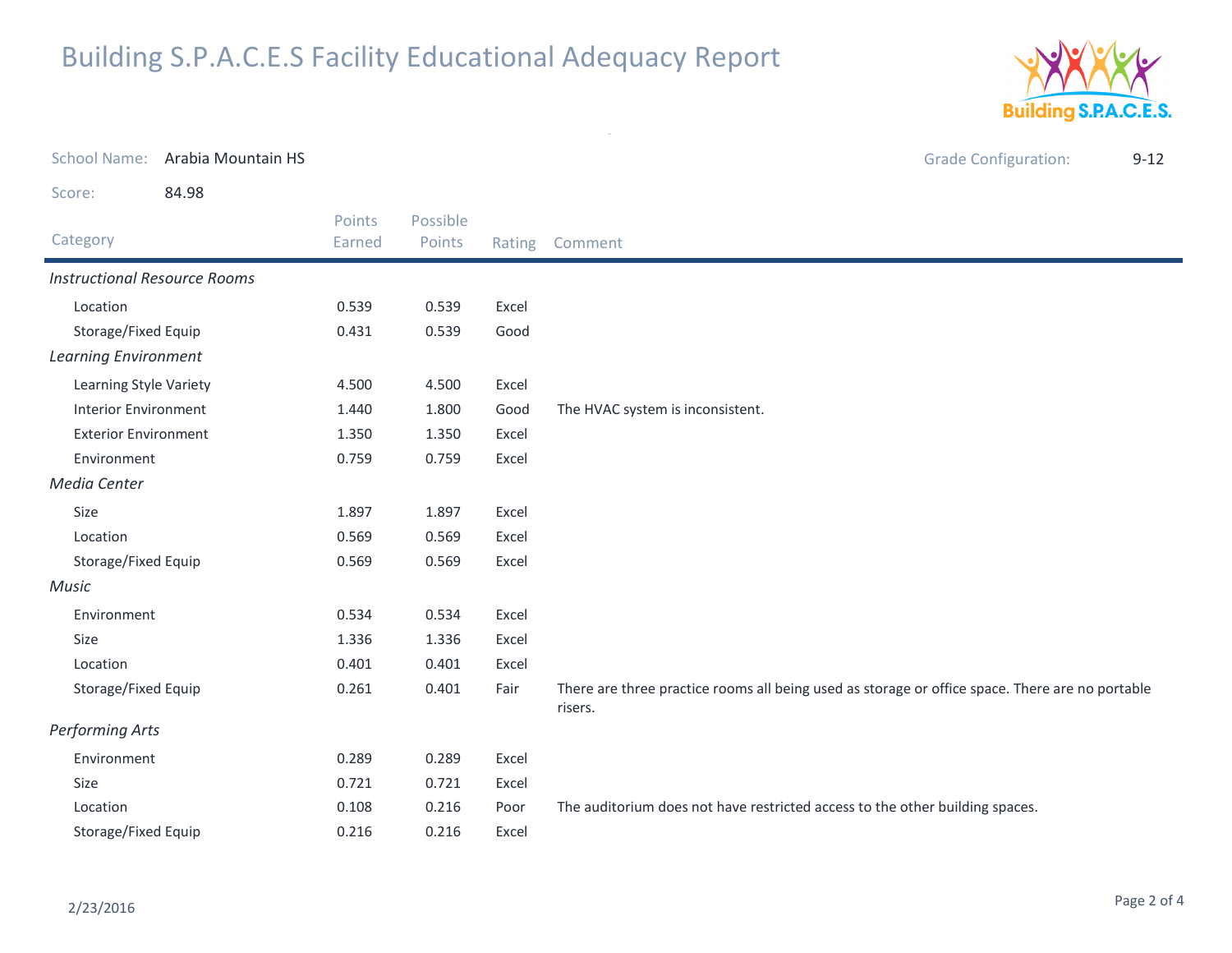# Building S.P.A.C.E.S Facility Educational Adequacy Report

School Name: Arabia Mountain HS

Grade Configuration: 9-12

Score: 84.98

| Category | Points Earned | Possible Points | Rating | Comment |
|---|---|---|---|---|
| *Instructional Resource Rooms* | | | | |
| Location | 0.539 | 0.539 | Excel | |
| Storage/Fixed Equip | 0.431 | 0.539 | Good | |
| *Learning Environment* | | | | |
| Learning Style Variety | 4.500 | 4.500 | Excel | |
| Interior Environment | 1.440 | 1.800 | Good | The HVAC system is inconsistent. |
| Exterior Environment | 1.350 | 1.350 | Excel | |
| Environment | 0.759 | 0.759 | Excel | |
| *Media Center* | | | | |
| Size | 1.897 | 1.897 | Excel | |
| Location | 0.569 | 0.569 | Excel | |
| Storage/Fixed Equip | 0.569 | 0.569 | Excel | |
| *Music* | | | | |
| Environment | 0.534 | 0.534 | Excel | |
| Size | 1.336 | 1.336 | Excel | |
| Location | 0.401 | 0.401 | Excel | |
| Storage/Fixed Equip | 0.261 | 0.401 | Fair | There are three practice rooms all being used as storage or office space. There are no portable risers. |
| *Performing Arts* | | | | |
| Environment | 0.289 | 0.289 | Excel | |
| Size | 0.721 | 0.721 | Excel | |
| Location | 0.108 | 0.216 | Poor | The auditorium does not have restricted access to the other building spaces. |
| Storage/Fixed Equip | 0.216 | 0.216 | Excel | |

2/23/2016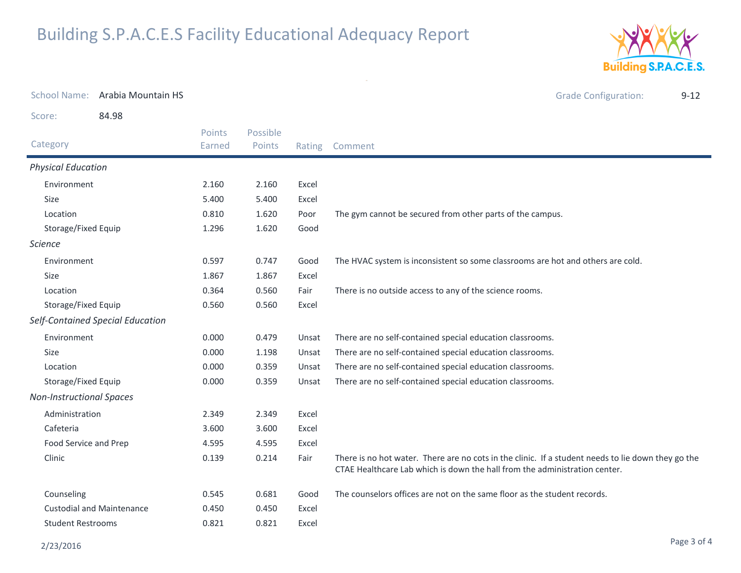# Building S.P.A.C.E.S Facility Educational Adequacy Report

School Name: Arabia Mountain HS

Grade Configuration: 9-12

Score: 84.98

| Category | Points Earned | Possible Points | Rating | Comment |
|---|---|---|---|---|
| *Physical Education* | | | | |
| Environment | 2.160 | 2.160 | Excel | |
| Size | 5.400 | 5.400 | Excel | |
| Location | 0.810 | 1.620 | Poor | The gym cannot be secured from other parts of the campus. |
| Storage/Fixed Equip | 1.296 | 1.620 | Good | |
| *Science* | | | | |
| Environment | 0.597 | 0.747 | Good | The HVAC system is inconsistent so some classrooms are hot and others are cold. |
| Size | 1.867 | 1.867 | Excel | |
| Location | 0.364 | 0.560 | Fair | There is no outside access to any of the science rooms. |
| Storage/Fixed Equip | 0.560 | 0.560 | Excel | |
| *Self-Contained Special Education* | | | | |
| Environment | 0.000 | 0.479 | Unsat | There are no self-contained special education classrooms. |
| Size | 0.000 | 1.198 | Unsat | There are no self-contained special education classrooms. |
| Location | 0.000 | 0.359 | Unsat | There are no self-contained special education classrooms. |
| Storage/Fixed Equip | 0.000 | 0.359 | Unsat | There are no self-contained special education classrooms. |
| *Non-Instructional Spaces* | | | | |
| Administration | 2.349 | 2.349 | Excel | |
| Cafeteria | 3.600 | 3.600 | Excel | |
| Food Service and Prep | 4.595 | 4.595 | Excel | |
| Clinic | 0.139 | 0.214 | Fair | There is no hot water. There are no cots in the clinic. If a student needs to lie down they go the CTAE Healthcare Lab which is down the hall from the administration center. |
| Counseling | 0.545 | 0.681 | Good | The counselors offices are not on the same floor as the student records. |
| Custodial and Maintenance | 0.450 | 0.450 | Excel | |
| Student Restrooms | 0.821 | 0.821 | Excel | |

2/23/2016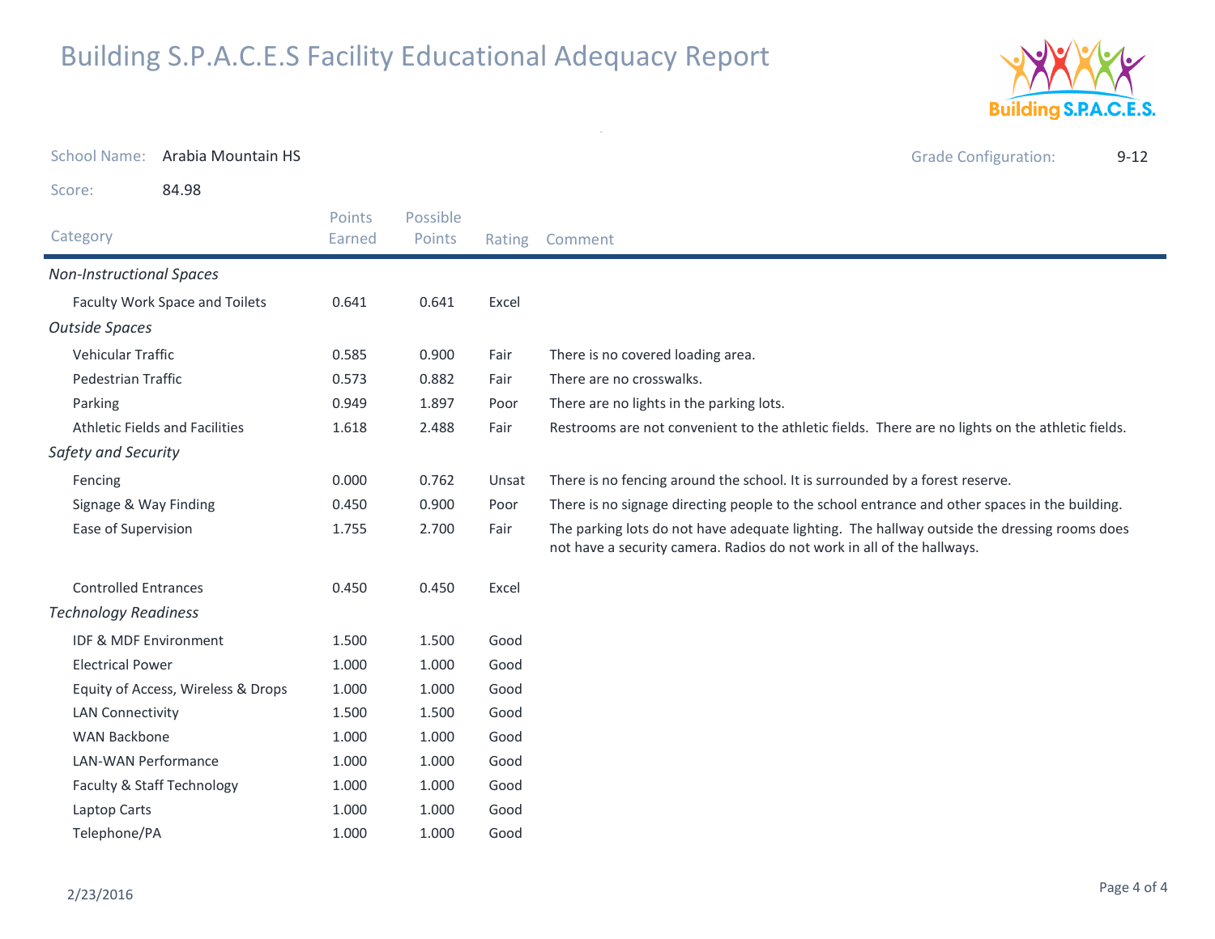# Building S.P.A.C.E.S Facility Educational Adequacy Report

School Name: Arabia Mountain HS

Grade Configuration: 9-12

Score: 84.98

| Category | Points Earned | Possible Points | Rating | Comment |
|---|---|---|---|---|
| *Non-Instructional Spaces* | | | | |
| Faculty Work Space and Toilets | 0.641 | 0.641 | Excel | |
| *Outside Spaces* | | | | |
| Vehicular Traffic | 0.585 | 0.900 | Fair | There is no covered loading area. |
| Pedestrian Traffic | 0.573 | 0.882 | Fair | There are no crosswalks. |
| Parking | 0.949 | 1.897 | Poor | There are no lights in the parking lots. |
| Athletic Fields and Facilities | 1.618 | 2.488 | Fair | Restrooms are not convenient to the athletic fields. There are no lights on the athletic fields. |
| *Safety and Security* | | | | |
| Fencing | 0.000 | 0.762 | Unsat | There is no fencing around the school. It is surrounded by a forest reserve. |
| Signage & Way Finding | 0.450 | 0.900 | Poor | There is no signage directing people to the school entrance and other spaces in the building. |
| Ease of Supervision | 1.755 | 2.700 | Fair | The parking lots do not have adequate lighting. The hallway outside the dressing rooms does not have a security camera. Radios do not work in all of the hallways. |
| Controlled Entrances | 0.450 | 0.450 | Excel | |
| *Technology Readiness* | | | | |
| IDF & MDF Environment | 1.500 | 1.500 | Good | |
| Electrical Power | 1.000 | 1.000 | Good | |
| Equity of Access, Wireless & Drops | 1.000 | 1.000 | Good | |
| LAN Connectivity | 1.500 | 1.500 | Good | |
| WAN Backbone | 1.000 | 1.000 | Good | |
| LAN-WAN Performance | 1.000 | 1.000 | Good | |
| Faculty & Staff Technology | 1.000 | 1.000 | Good | |
| Laptop Carts | 1.000 | 1.000 | Good | |
| Telephone/PA | 1.000 | 1.000 | Good | |

2/23/2016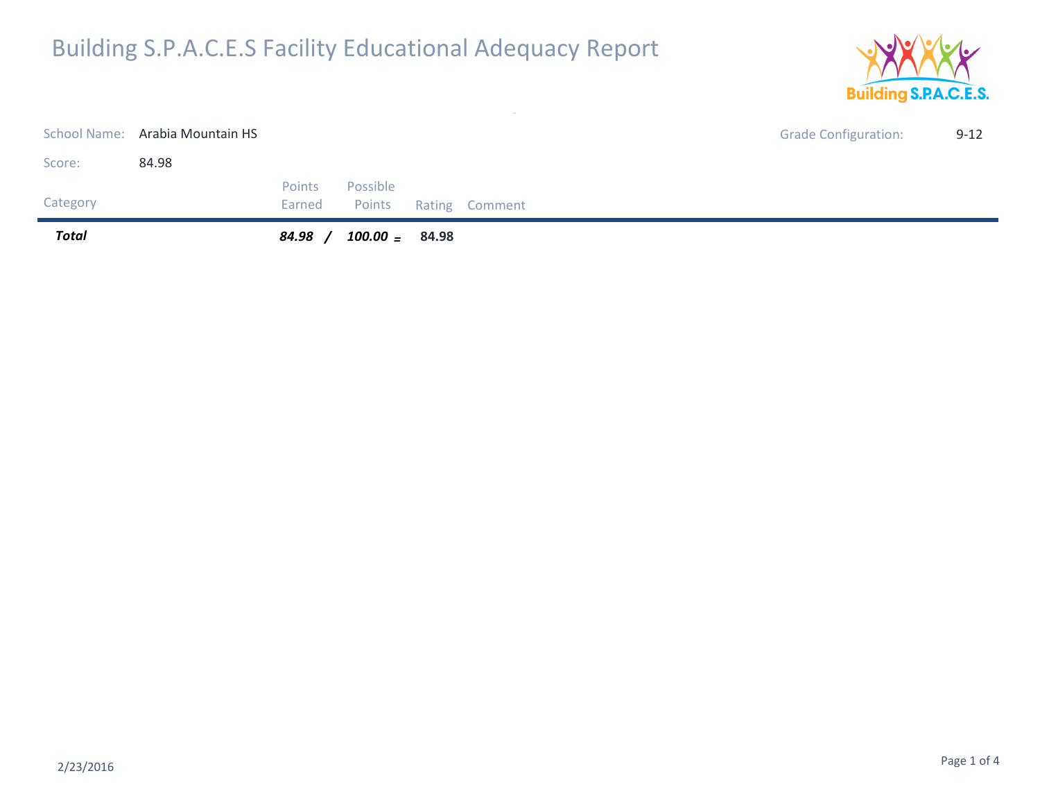# Building S.P.A.C.E.S Facility Educational Adequacy Report

School Name: Arabia Mountain HS

Grade Configuration: 9-12

Score: 84.98

| Category | Points Earned | Possible Points | Rating | Comment |
|---|---|---|---|---|
| ***Total*** | ***84.98 /*** | ***100.00 =*** | **84.98** | |

2/23/2016